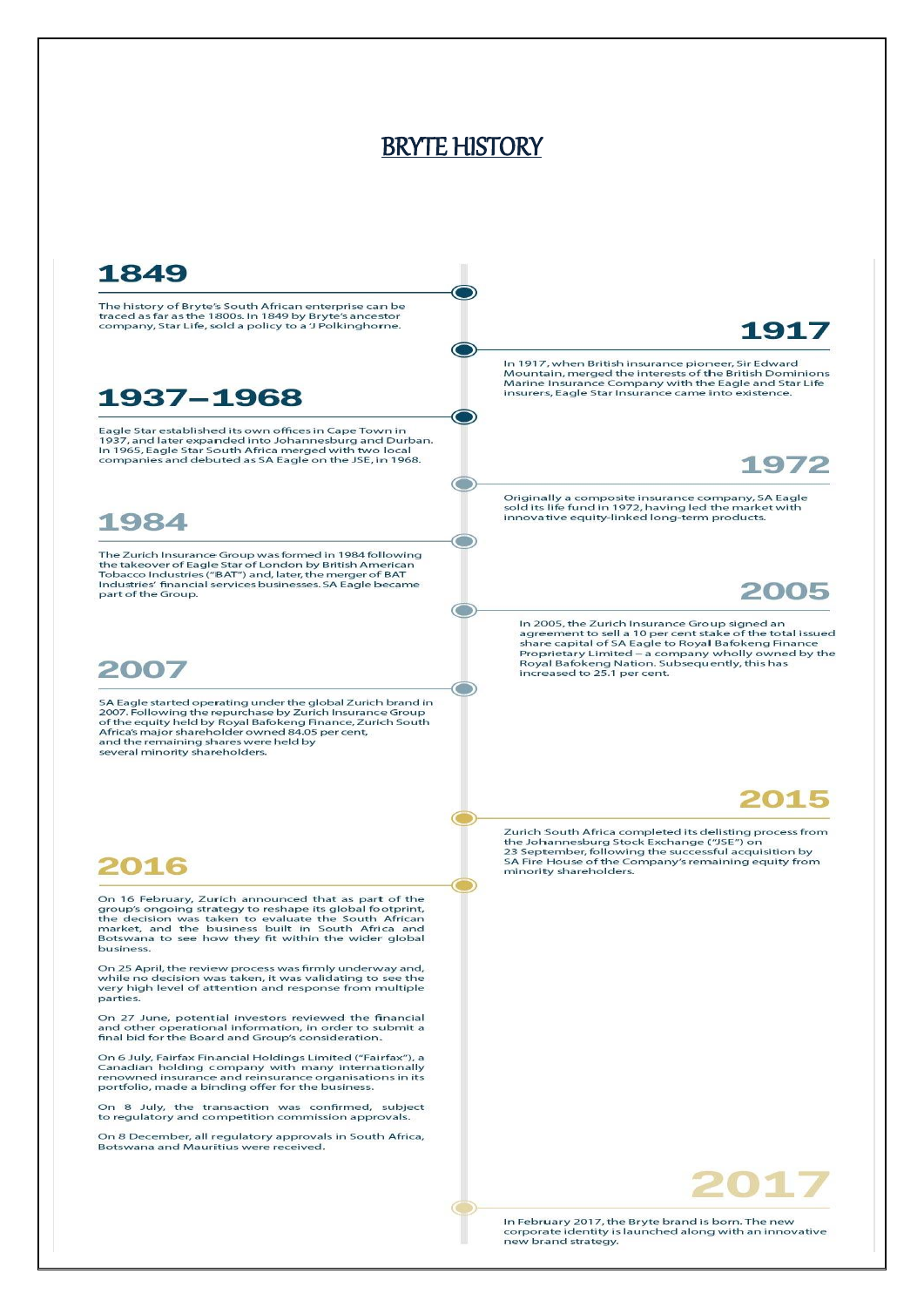# BRYTE HISTORY

## 1849

The history of Bryte's South African enterprise can be traced as far as the 1800s. In 1849 by Bryte's ancestor company, Star Life, sold a policy to a 'J Polkinghorne.

## 1917

In 1917, when British insurance pioneer, Sir Edward Mountain, merged the interests of the British Dominions Marine Insurance Company with the Eagle and Star Life insurers, Eagle Star Insurance came into existence.

## 1937–1968

Eagle Star established its own offices in Cape Town in 1937, and later expanded into Johannesburg and Durban. In 1965, Eagle Star South Africa merged with two local companies and debuted as SA Eagle on the JSE, in 1968.

## 1972

Originally a composite insurance company, SA Eagle sold its life fund in 1972, having led the market with innovative equity-linked long-term products.

## 1984

The Zurich Insurance Group was formed in 1984 following the takeover of Eagle Star of London by British American Tobacco Industries ("BAT") and, later, the merger of BAT Industries' financial services businesses. SA Eagle became part of the Group.

## 2005

In 2005, the Zurich Insurance Group signed an agreement to sell a 10 per cent stake of the total issued share capital of SA Eagle to Royal Bafokeng Finance Proprietary Limited – a company wholly owned by the Royal Bafokeng Nation. Subsequently, this has increased to 25.1 per cent.

## 2007

SA Eagle started operating under the global Zurich brand in 2007. Following the repurchase by Zurich Insurance Group of the equity held by Royal Bafokeng Finance, Zurich South Africa's major shareholder owned 84.05 per cent, and the remaining shares were held by several minority shareholders.

## 2015

Zurich South Africa completed its delisting process from the Johannesburg Stock Exchange ("JSE") on 23 September, following the successful acquisition by SA Fire House of the Company's remaining equity from minority shareholders.

## 2016

On 16 February, Zurich announced that as part of the group's ongoing strategy to reshape its global footprint, the decision was taken to evaluate the South African market, and the business built in South Africa and Botswana to see how they fit within the wider global business.

On 25 April, the review process was firmly underway and, while no decision was taken, it was validating to see the very high level of attention and response from multiple parties.

On 27 June, potential investors reviewed the financial and other operational information, in order to submit a final bid for the Board and Group's consideration.

On 6 July, Fairfax Financial Holdings Limited ("Fairfax"), a Canadian holding company with many internationally renowned insurance and reinsurance organisations in its portfolio, made a binding offer for the business.

On 8 July, the transaction was confirmed, subject to regulatory and competition commission approvals.

On 8 December, all regulatory approvals in South Africa, Botswana and Mauritius were received.

## 2017

In February 2017, the Bryte brand is born. The new corporate identity is launched along with an innovative new brand strategy.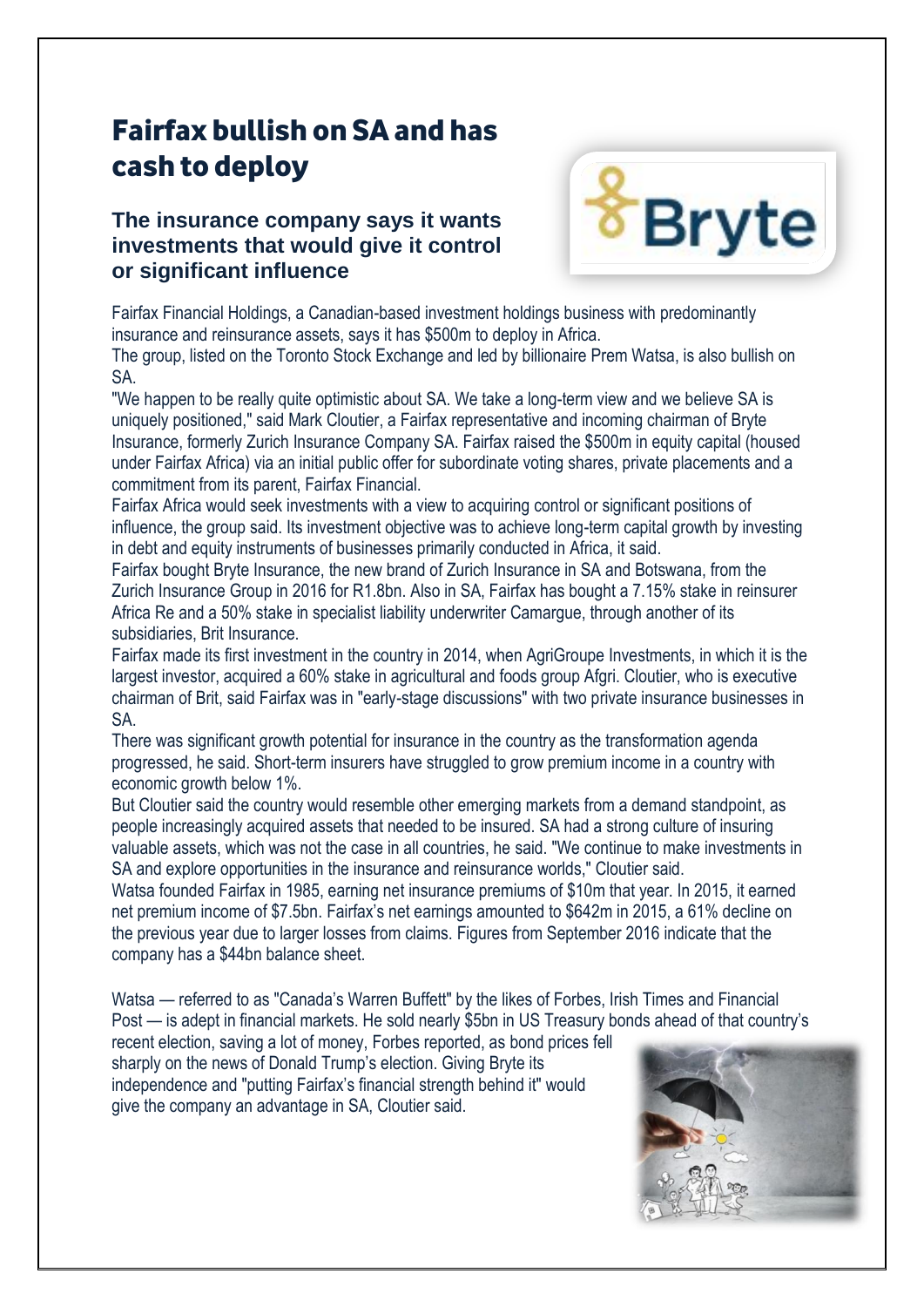# Fairfax bullish on SA and has cash to deploy

### The insurance company says it wants investments that would give it control or significant influence

Fairfax Financial Holdings, a Canadian-based investment holdings business with predominantly insurance and reinsurance assets, says it has $500m to deploy in Africa.

The group, listed on the Toronto Stock Exchange and led by billionaire Prem Watsa, is also bullish on SA.

"We happen to be really quite optimistic about SA. We take a long-term view and we believe SA is uniquely positioned," said Mark Cloutier, a Fairfax representative and incoming chairman of Bryte Insurance, formerly Zurich Insurance Company SA. Fairfax raised the $500m in equity capital (housed under Fairfax Africa) via an initial public offer for subordinate voting shares, private placements and a commitment from its parent, Fairfax Financial.

Fairfax Africa would seek investments with a view to acquiring control or significant positions of influence, the group said. Its investment objective was to achieve long-term capital growth by investing in debt and equity instruments of businesses primarily conducted in Africa, it said.

Fairfax bought Bryte Insurance, the new brand of Zurich Insurance in SA and Botswana, from the Zurich Insurance Group in 2016 for R1.8bn. Also in SA, Fairfax has bought a 7.15% stake in reinsurer Africa Re and a 50% stake in specialist liability underwriter Camargue, through another of its subsidiaries, Brit Insurance.

Fairfax made its first investment in the country in 2014, when AgriGroupe Investments, in which it is the largest investor, acquired a 60% stake in agricultural and foods group Afgri. Cloutier, who is executive chairman of Brit, said Fairfax was in "early-stage discussions" with two private insurance businesses in SA.

There was significant growth potential for insurance in the country as the transformation agenda progressed, he said. Short-term insurers have struggled to grow premium income in a country with economic growth below 1%.

But Cloutier said the country would resemble other emerging markets from a demand standpoint, as people increasingly acquired assets that needed to be insured. SA had a strong culture of insuring valuable assets, which was not the case in all countries, he said. "We continue to make investments in SA and explore opportunities in the insurance and reinsurance worlds," Cloutier said.

Watsa founded Fairfax in 1985, earning net insurance premiums of $10m that year. In 2015, it earned net premium income of $7.5bn. Fairfax's net earnings amounted to $642m in 2015, a 61% decline on the previous year due to larger losses from claims. Figures from September 2016 indicate that the company has a $44bn balance sheet.

Watsa — referred to as "Canada's Warren Buffett" by the likes of Forbes, Irish Times and Financial Post — is adept in financial markets. He sold nearly $5bn in US Treasury bonds ahead of that country's recent election, saving a lot of money, Forbes reported, as bond prices fell sharply on the news of Donald Trump's election. Giving Bryte its independence and "putting Fairfax's financial strength behind it" would give the company an advantage in SA, Cloutier said.